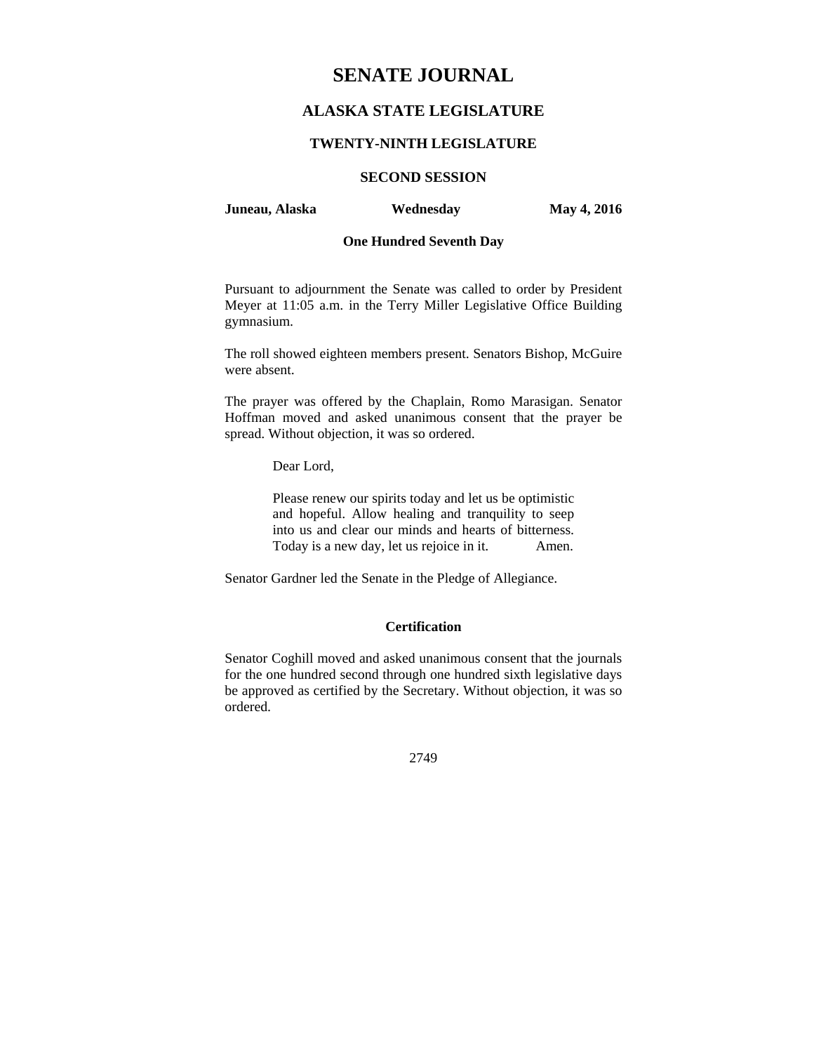# SENATE JOURNAL

## ALASKA STATE LEGISLATURE

### TWENTY-NINTH LEGISLATURE

### SECOND SESSION

**Juneau, Alaska** **Wednesday** **May 4, 2016**

**One Hundred Seventh Day**

Pursuant to adjournment the Senate was called to order by President Meyer at 11:05 a.m. in the Terry Miller Legislative Office Building gymnasium.

The roll showed eighteen members present. Senators Bishop, McGuire were absent.

The prayer was offered by the Chaplain, Romo Marasigan. Senator Hoffman moved and asked unanimous consent that the prayer be spread. Without objection, it was so ordered.

> Dear Lord,
>
> Please renew our spirits today and let us be optimistic and hopeful. Allow healing and tranquility to seep into us and clear our minds and hearts of bitterness. Today is a new day, let us rejoice in it. Amen.

Senator Gardner led the Senate in the Pledge of Allegiance.

**Certification**

Senator Coghill moved and asked unanimous consent that the journals for the one hundred second through one hundred sixth legislative days be approved as certified by the Secretary. Without objection, it was so ordered.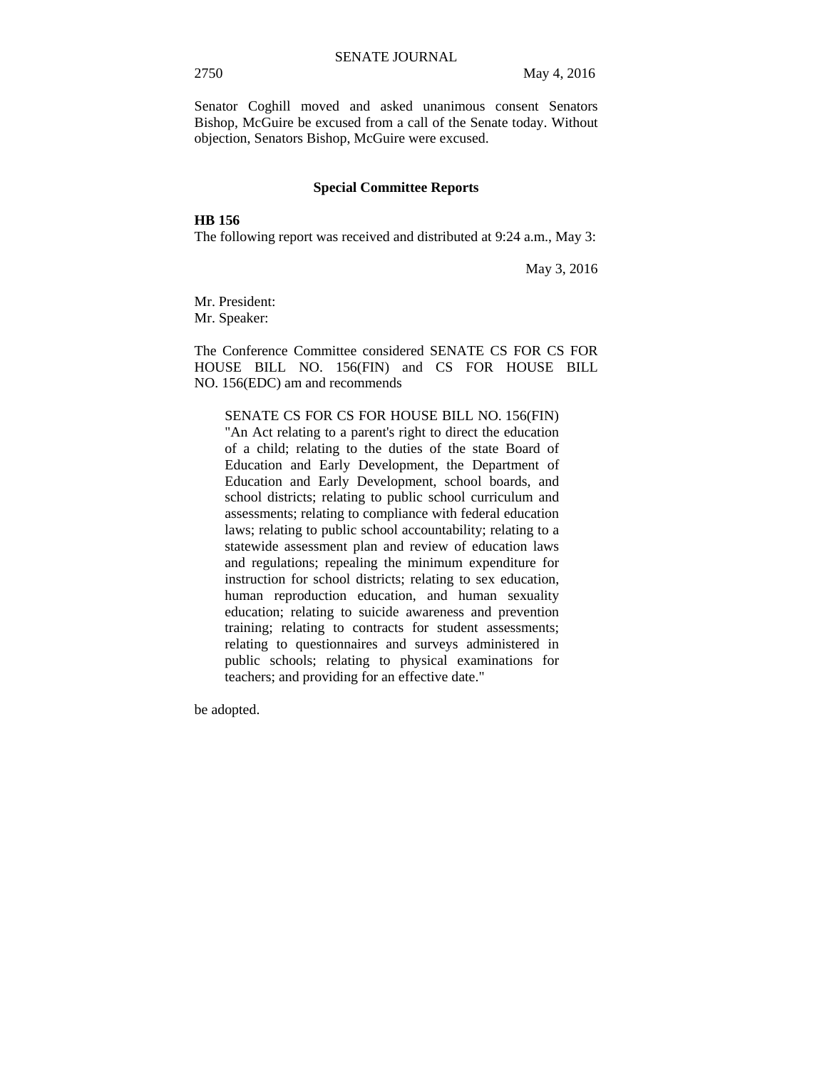Senator Coghill moved and asked unanimous consent Senators Bishop, McGuire be excused from a call of the Senate today. Without objection, Senators Bishop, McGuire were excused.

## Special Committee Reports

**HB 156**

The following report was received and distributed at 9:24 a.m., May 3:

May 3, 2016

Mr. President:
Mr. Speaker:

The Conference Committee considered SENATE CS FOR CS FOR HOUSE BILL NO. 156(FIN) and CS FOR HOUSE BILL NO. 156(EDC) am and recommends

> SENATE CS FOR CS FOR HOUSE BILL NO. 156(FIN) "An Act relating to a parent's right to direct the education of a child; relating to the duties of the state Board of Education and Early Development, the Department of Education and Early Development, school boards, and school districts; relating to public school curriculum and assessments; relating to compliance with federal education laws; relating to public school accountability; relating to a statewide assessment plan and review of education laws and regulations; repealing the minimum expenditure for instruction for school districts; relating to sex education, human reproduction education, and human sexuality education; relating to suicide awareness and prevention training; relating to contracts for student assessments; relating to questionnaires and surveys administered in public schools; relating to physical examinations for teachers; and providing for an effective date."

be adopted.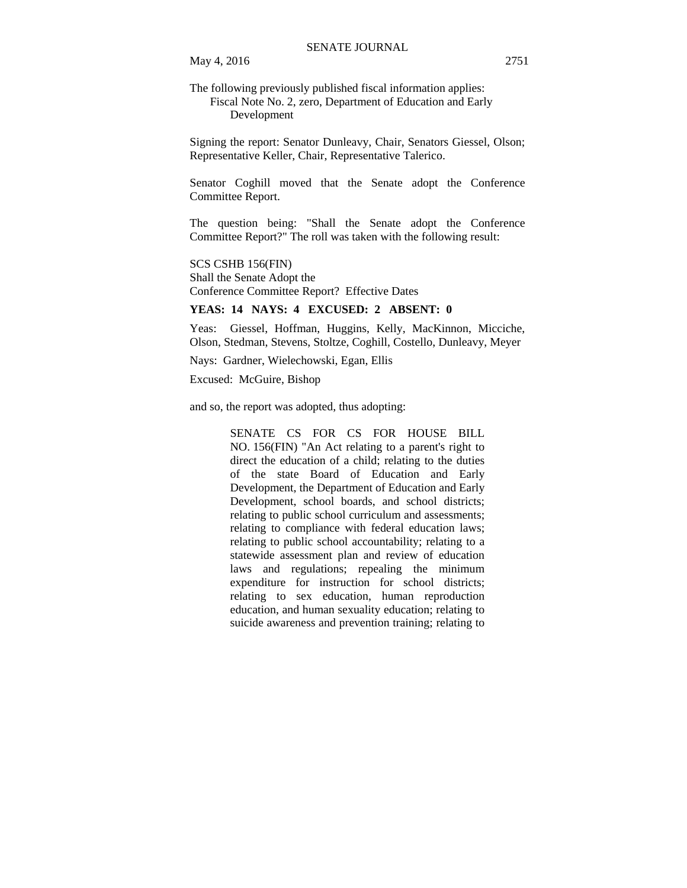The following previously published fiscal information applies:
Fiscal Note No. 2, zero, Department of Education and Early Development

Signing the report: Senator Dunleavy, Chair, Senators Giessel, Olson; Representative Keller, Chair, Representative Talerico.

Senator Coghill moved that the Senate adopt the Conference Committee Report.

The question being: "Shall the Senate adopt the Conference Committee Report?" The roll was taken with the following result:

SCS CSHB 156(FIN)
Shall the Senate Adopt the
Conference Committee Report? Effective Dates

**YEAS: 14 NAYS: 4 EXCUSED: 2 ABSENT: 0**

Yeas: Giessel, Hoffman, Huggins, Kelly, MacKinnon, Micciche, Olson, Stedman, Stevens, Stoltze, Coghill, Costello, Dunleavy, Meyer

Nays: Gardner, Wielechowski, Egan, Ellis

Excused: McGuire, Bishop

and so, the report was adopted, thus adopting:

> SENATE CS FOR CS FOR HOUSE BILL NO. 156(FIN) "An Act relating to a parent's right to direct the education of a child; relating to the duties of the state Board of Education and Early Development, the Department of Education and Early Development, school boards, and school districts; relating to public school curriculum and assessments; relating to compliance with federal education laws; relating to public school accountability; relating to a statewide assessment plan and review of education laws and regulations; repealing the minimum expenditure for instruction for school districts; relating to sex education, human reproduction education, and human sexuality education; relating to suicide awareness and prevention training; relating to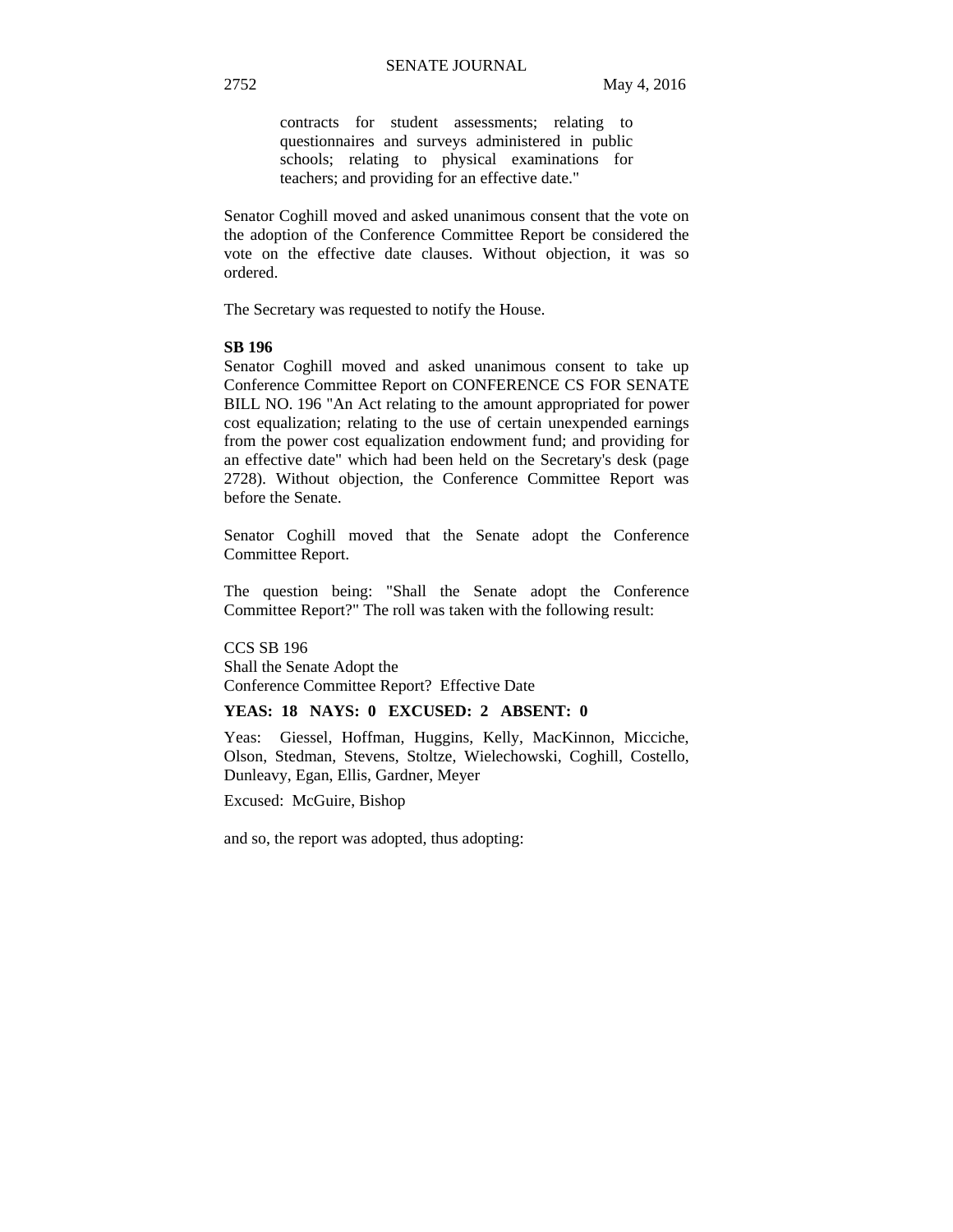contracts for student assessments; relating to questionnaires and surveys administered in public schools; relating to physical examinations for teachers; and providing for an effective date."

Senator Coghill moved and asked unanimous consent that the vote on the adoption of the Conference Committee Report be considered the vote on the effective date clauses. Without objection, it was so ordered.

The Secretary was requested to notify the House.

**SB 196**

Senator Coghill moved and asked unanimous consent to take up Conference Committee Report on CONFERENCE CS FOR SENATE BILL NO. 196 "An Act relating to the amount appropriated for power cost equalization; relating to the use of certain unexpended earnings from the power cost equalization endowment fund; and providing for an effective date" which had been held on the Secretary's desk (page 2728). Without objection, the Conference Committee Report was before the Senate.

Senator Coghill moved that the Senate adopt the Conference Committee Report.

The question being: "Shall the Senate adopt the Conference Committee Report?" The roll was taken with the following result:

CCS SB 196
Shall the Senate Adopt the
Conference Committee Report? Effective Date

**YEAS: 18 NAYS: 0 EXCUSED: 2 ABSENT: 0**

Yeas: Giessel, Hoffman, Huggins, Kelly, MacKinnon, Micciche, Olson, Stedman, Stevens, Stoltze, Wielechowski, Coghill, Costello, Dunleavy, Egan, Ellis, Gardner, Meyer

Excused: McGuire, Bishop

and so, the report was adopted, thus adopting: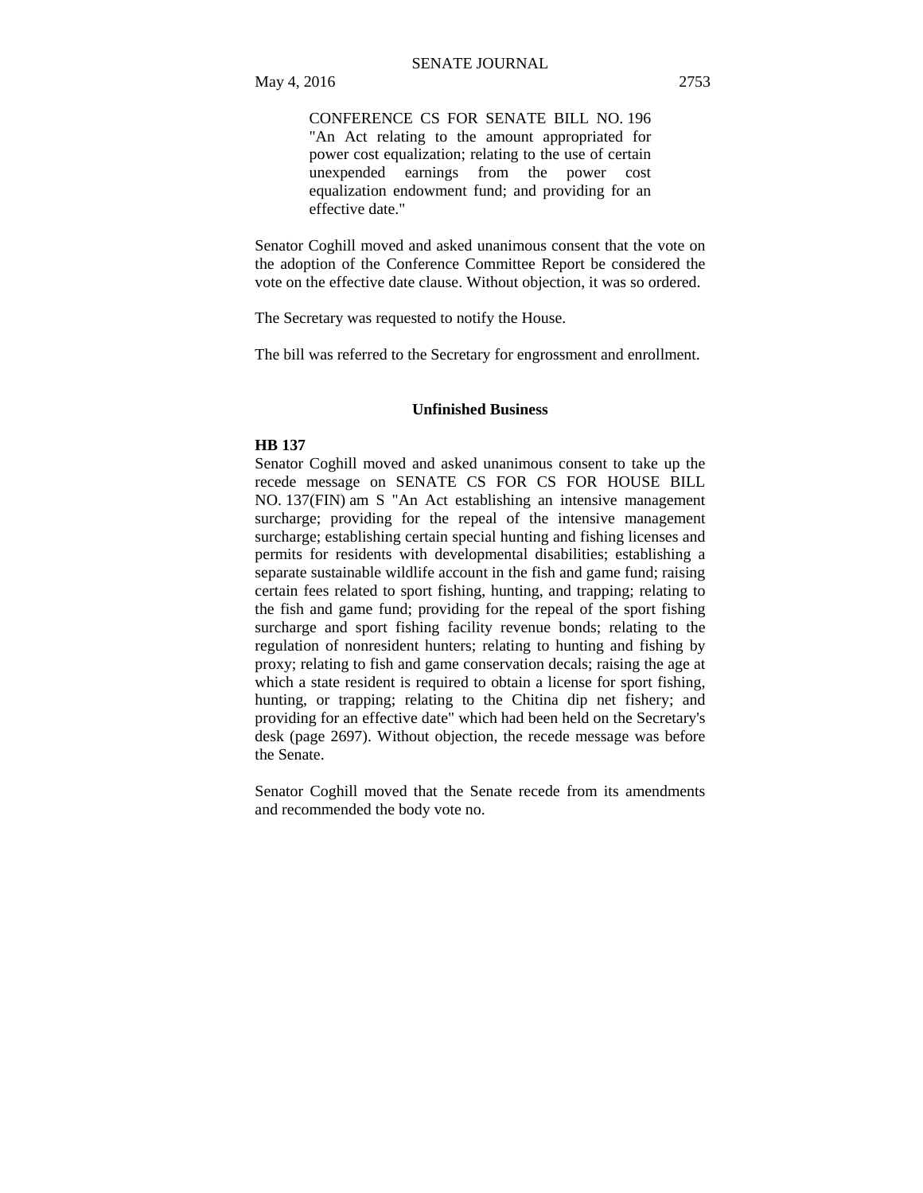CONFERENCE CS FOR SENATE BILL NO. 196 "An Act relating to the amount appropriated for power cost equalization; relating to the use of certain unexpended earnings from the power cost equalization endowment fund; and providing for an effective date."

Senator Coghill moved and asked unanimous consent that the vote on the adoption of the Conference Committee Report be considered the vote on the effective date clause. Without objection, it was so ordered.

The Secretary was requested to notify the House.

The bill was referred to the Secretary for engrossment and enrollment.

## Unfinished Business

**HB 137**

Senator Coghill moved and asked unanimous consent to take up the recede message on SENATE CS FOR CS FOR HOUSE BILL NO. 137(FIN) am S "An Act establishing an intensive management surcharge; providing for the repeal of the intensive management surcharge; establishing certain special hunting and fishing licenses and permits for residents with developmental disabilities; establishing a separate sustainable wildlife account in the fish and game fund; raising certain fees related to sport fishing, hunting, and trapping; relating to the fish and game fund; providing for the repeal of the sport fishing surcharge and sport fishing facility revenue bonds; relating to the regulation of nonresident hunters; relating to hunting and fishing by proxy; relating to fish and game conservation decals; raising the age at which a state resident is required to obtain a license for sport fishing, hunting, or trapping; relating to the Chitina dip net fishery; and providing for an effective date" which had been held on the Secretary's desk (page 2697). Without objection, the recede message was before the Senate.

Senator Coghill moved that the Senate recede from its amendments and recommended the body vote no.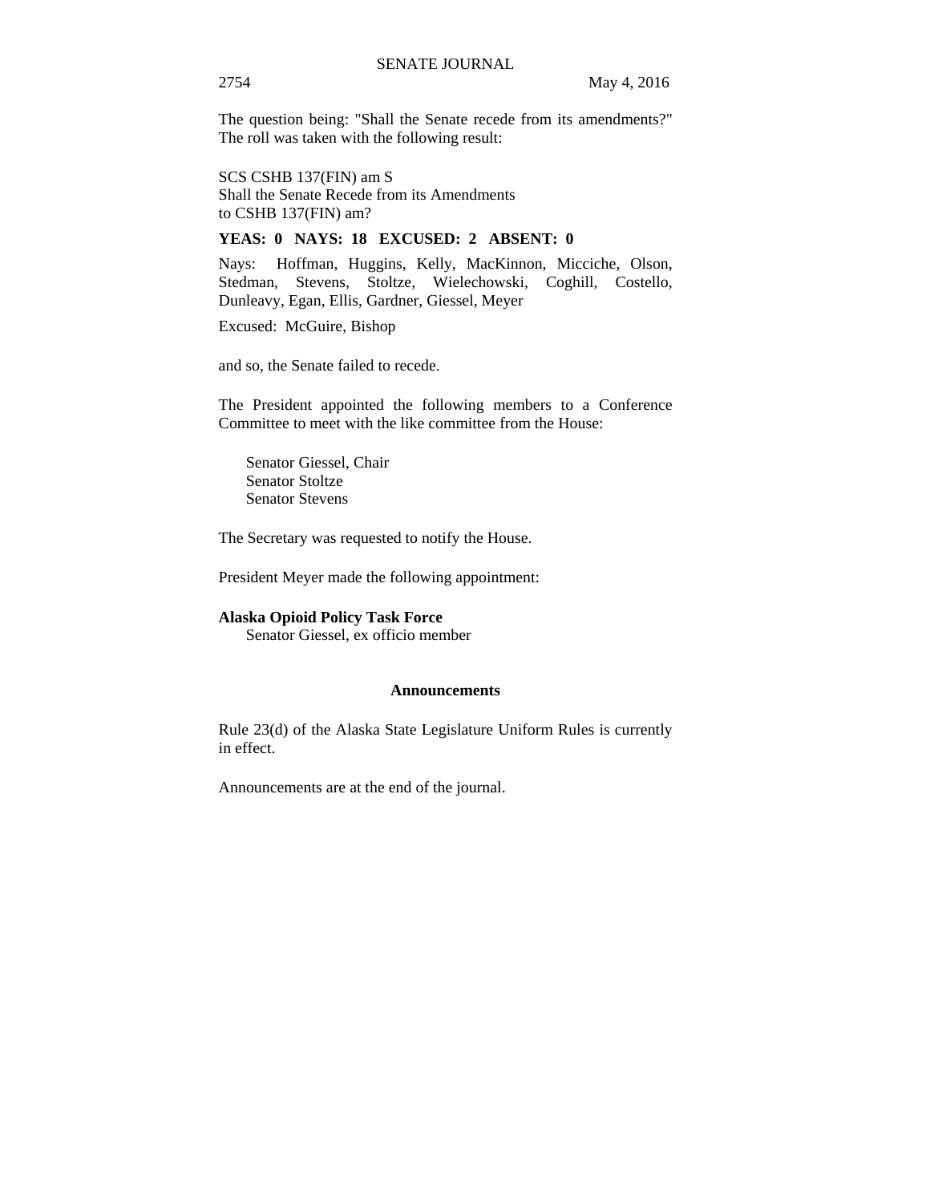The question being: "Shall the Senate recede from its amendments?" The roll was taken with the following result:

SCS CSHB 137(FIN) am S
Shall the Senate Recede from its Amendments
to CSHB 137(FIN) am?

**YEAS: 0 NAYS: 18 EXCUSED: 2 ABSENT: 0**

Nays: Hoffman, Huggins, Kelly, MacKinnon, Micciche, Olson, Stedman, Stevens, Stoltze, Wielechowski, Coghill, Costello, Dunleavy, Egan, Ellis, Gardner, Giessel, Meyer

Excused: McGuire, Bishop

and so, the Senate failed to recede.

The President appointed the following members to a Conference Committee to meet with the like committee from the House:

Senator Giessel, Chair
Senator Stoltze
Senator Stevens

The Secretary was requested to notify the House.

President Meyer made the following appointment:

**Alaska Opioid Policy Task Force**
Senator Giessel, ex officio member

## Announcements

Rule 23(d) of the Alaska State Legislature Uniform Rules is currently in effect.

Announcements are at the end of the journal.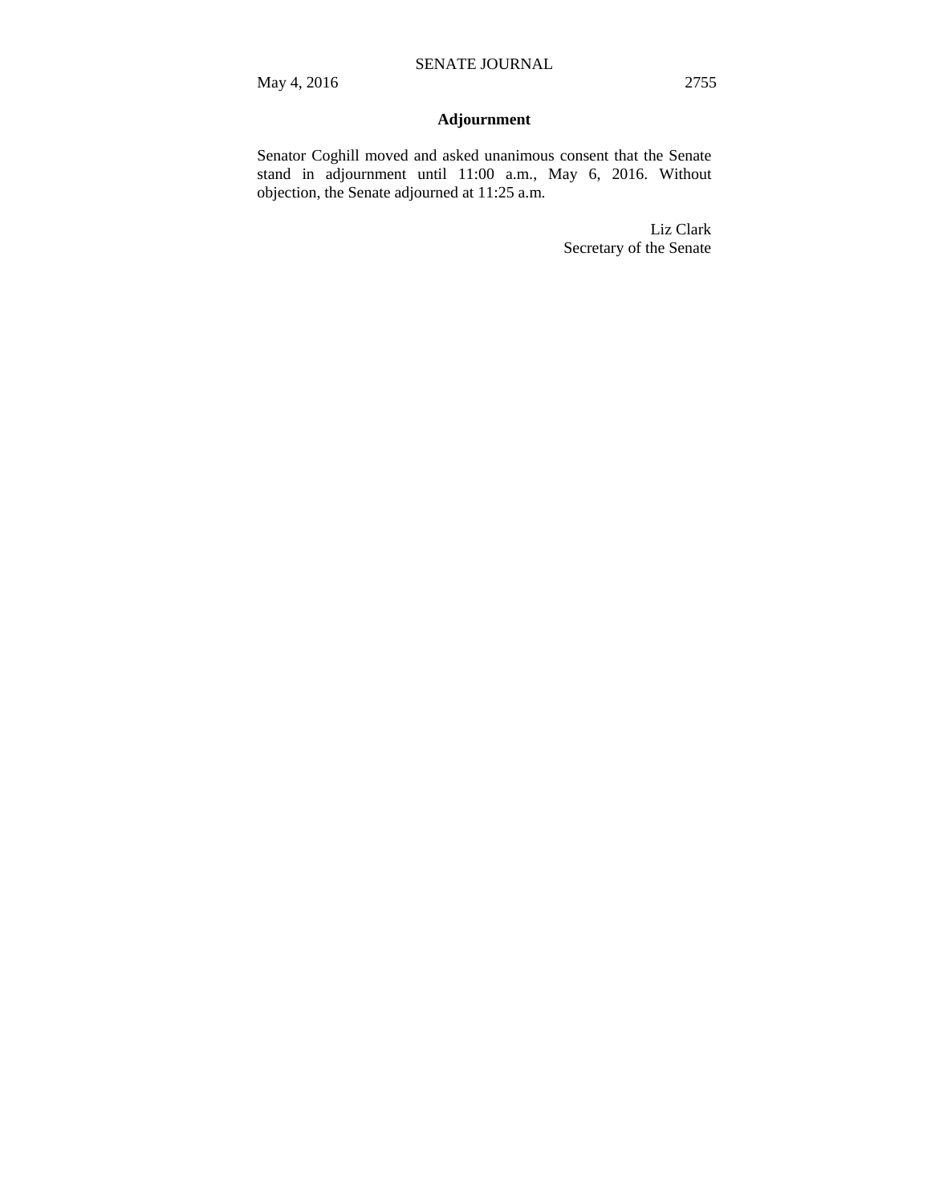## Adjournment

Senator Coghill moved and asked unanimous consent that the Senate stand in adjournment until 11:00 a.m., May 6, 2016. Without objection, the Senate adjourned at 11:25 a.m.

Liz Clark
Secretary of the Senate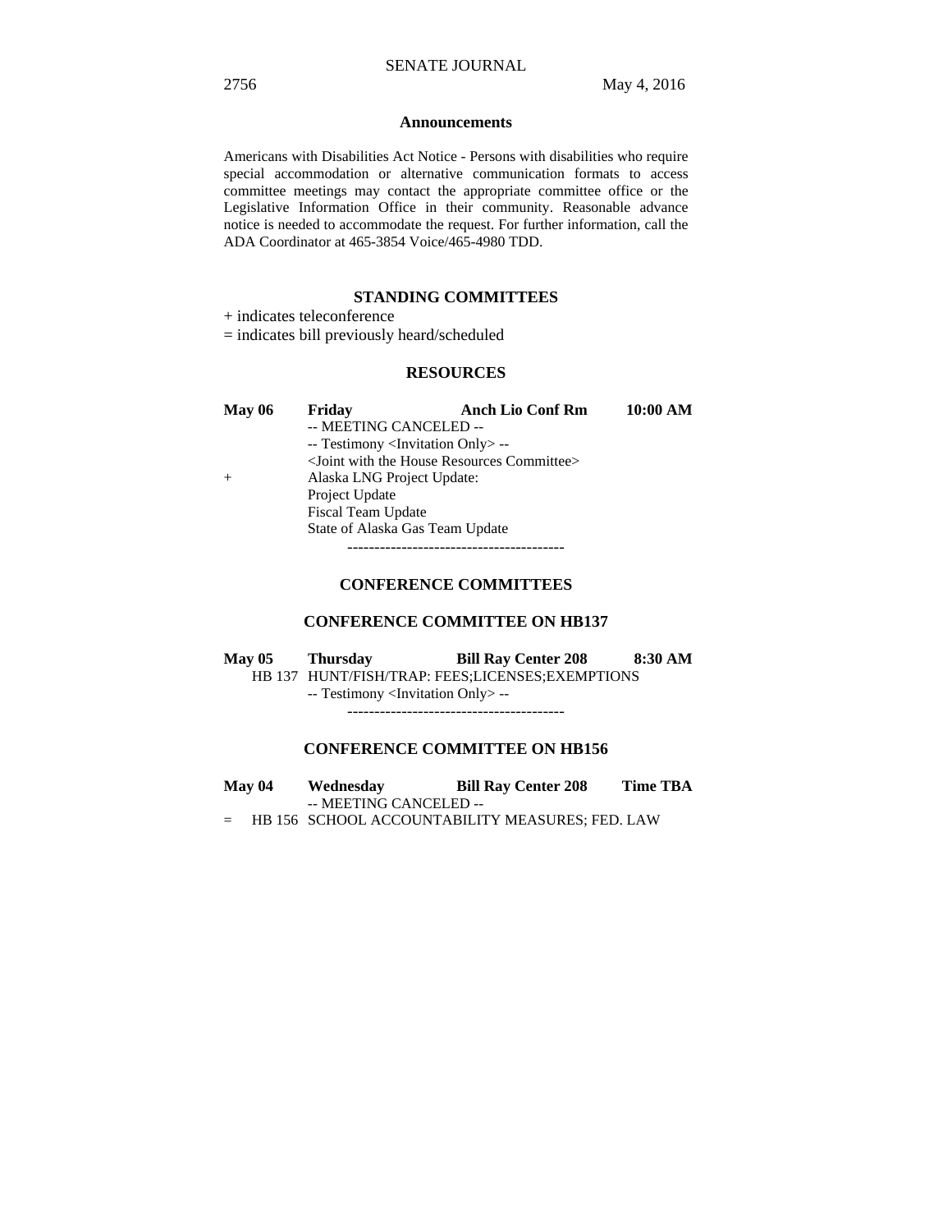## Announcements

Americans with Disabilities Act Notice - Persons with disabilities who require special accommodation or alternative communication formats to access committee meetings may contact the appropriate committee office or the Legislative Information Office in their community. Reasonable advance notice is needed to accommodate the request. For further information, call the ADA Coordinator at 465-3854 Voice/465-4980 TDD.

### STANDING COMMITTEES

+ indicates teleconference
= indicates bill previously heard/scheduled

### RESOURCES

**May 06** **Friday** **Anch Lio Conf Rm** **10:00 AM**

-- MEETING CANCELED --
-- Testimony <Invitation Only> --
<Joint with the House Resources Committee>
+ Alaska LNG Project Update:
Project Update
Fiscal Team Update
State of Alaska Gas Team Update

----------------------------------------

### CONFERENCE COMMITTEES

### CONFERENCE COMMITTEE ON HB137

**May 05** **Thursday** **Bill Ray Center 208** **8:30 AM**

HB 137 HUNT/FISH/TRAP: FEES;LICENSES;EXEMPTIONS
-- Testimony <Invitation Only> --

----------------------------------------

### CONFERENCE COMMITTEE ON HB156

**May 04** **Wednesday** **Bill Ray Center 208** **Time TBA**

-- MEETING CANCELED --
= HB 156 SCHOOL ACCOUNTABILITY MEASURES; FED. LAW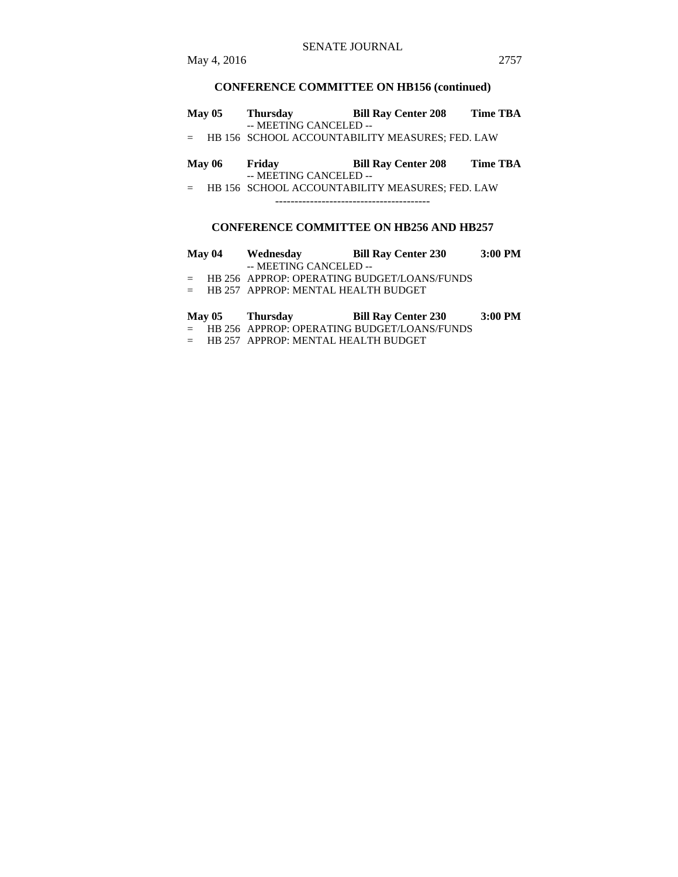## CONFERENCE COMMITTEE ON HB156 (continued)

**May 05** **Thursday** **Bill Ray Center 208** **Time TBA**
-- MEETING CANCELED --
= HB 156 SCHOOL ACCOUNTABILITY MEASURES; FED. LAW

**May 06** **Friday** **Bill Ray Center 208** **Time TBA**
-- MEETING CANCELED --
= HB 156 SCHOOL ACCOUNTABILITY MEASURES; FED. LAW

----------------------------------------

## CONFERENCE COMMITTEE ON HB256 AND HB257

**May 04** **Wednesday** **Bill Ray Center 230** **3:00 PM**
-- MEETING CANCELED --
= HB 256 APPROP: OPERATING BUDGET/LOANS/FUNDS
= HB 257 APPROP: MENTAL HEALTH BUDGET

**May 05** **Thursday** **Bill Ray Center 230** **3:00 PM**
= HB 256 APPROP: OPERATING BUDGET/LOANS/FUNDS
= HB 257 APPROP: MENTAL HEALTH BUDGET